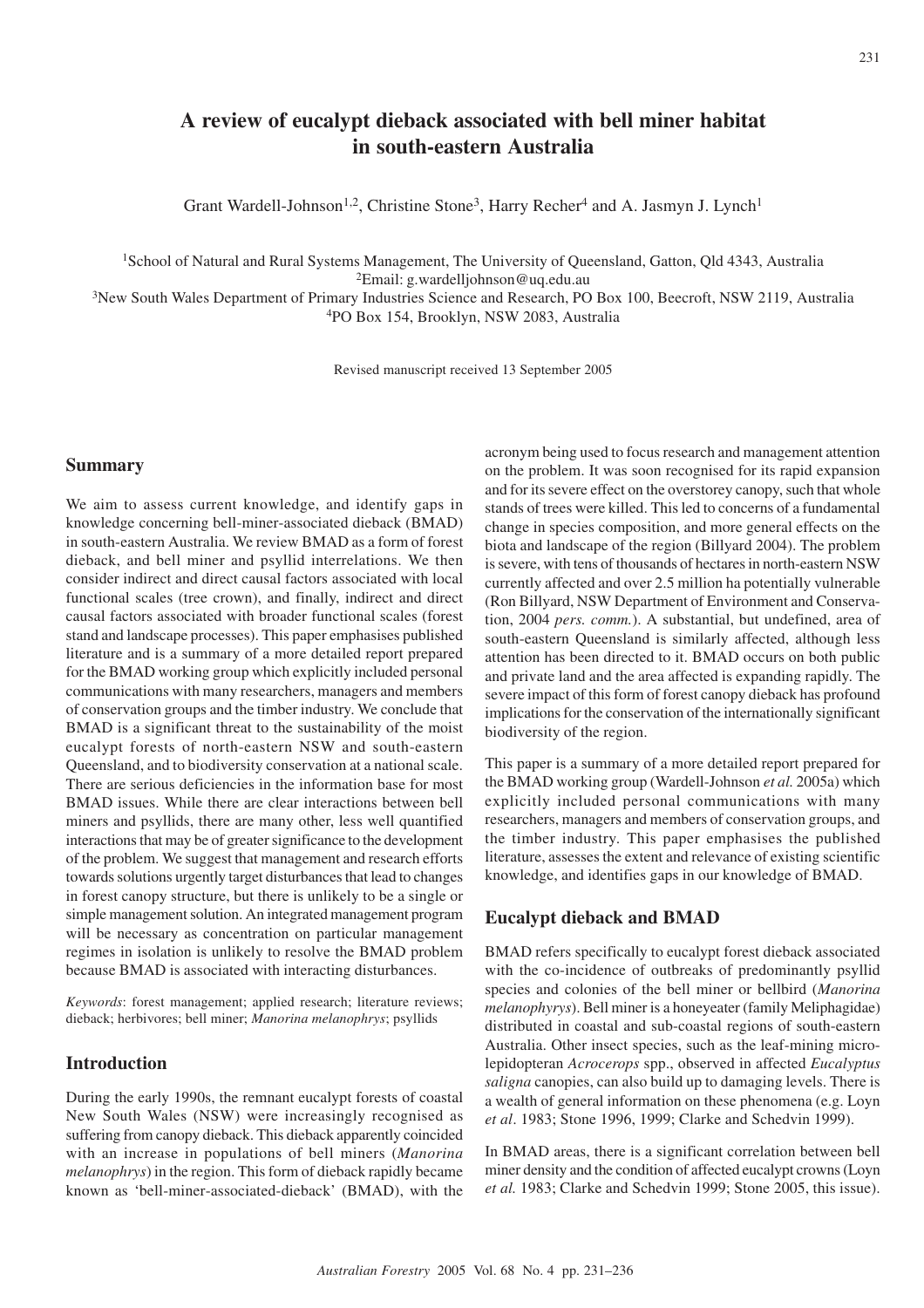# A review of eucalypt dieback associated with bell miner habitat in south-eastern Australia

Grant Wardell-Johnson[1,2], Christine Stone[3], Harry Recher[4] and A. Jasmyn J. Lynch[1]

[1]School of Natural and Rural Systems Management, The University of Queensland, Gatton, Qld 4343, Australia
[2]Email: g.wardelljohnson@uq.edu.au
[3]New South Wales Department of Primary Industries Science and Research, PO Box 100, Beecroft, NSW 2119, Australia
[4]PO Box 154, Brooklyn, NSW 2083, Australia

Revised manuscript received 13 September 2005

## Summary

We aim to assess current knowledge, and identify gaps in knowledge concerning bell-miner-associated dieback (BMAD) in south-eastern Australia. We review BMAD as a form of forest dieback, and bell miner and psyllid interrelations. We then consider indirect and direct causal factors associated with local functional scales (tree crown), and finally, indirect and direct causal factors associated with broader functional scales (forest stand and landscape processes). This paper emphasises published literature and is a summary of a more detailed report prepared for the BMAD working group which explicitly included personal communications with many researchers, managers and members of conservation groups and the timber industry. We conclude that BMAD is a significant threat to the sustainability of the moist eucalypt forests of north-eastern NSW and south-eastern Queensland, and to biodiversity conservation at a national scale. There are serious deficiencies in the information base for most BMAD issues. While there are clear interactions between bell miners and psyllids, there are many other, less well quantified interactions that may be of greater significance to the development of the problem. We suggest that management and research efforts towards solutions urgently target disturbances that lead to changes in forest canopy structure, but there is unlikely to be a single or simple management solution. An integrated management program will be necessary as concentration on particular management regimes in isolation is unlikely to resolve the BMAD problem because BMAD is associated with interacting disturbances.

*Keywords*: forest management; applied research; literature reviews; dieback; herbivores; bell miner; *Manorina melanophrys*; psyllids

## Introduction

During the early 1990s, the remnant eucalypt forests of coastal New South Wales (NSW) were increasingly recognised as suffering from canopy dieback. This dieback apparently coincided with an increase in populations of bell miners (*Manorina melanophrys*) in the region. This form of dieback rapidly became known as 'bell-miner-associated-dieback' (BMAD), with the acronym being used to focus research and management attention on the problem. It was soon recognised for its rapid expansion and for its severe effect on the overstorey canopy, such that whole stands of trees were killed. This led to concerns of a fundamental change in species composition, and more general effects on the biota and landscape of the region (Billyard 2004). The problem is severe, with tens of thousands of hectares in north-eastern NSW currently affected and over 2.5 million ha potentially vulnerable (Ron Billyard, NSW Department of Environment and Conservation, 2004 *pers. comm.*). A substantial, but undefined, area of south-eastern Queensland is similarly affected, although less attention has been directed to it. BMAD occurs on both public and private land and the area affected is expanding rapidly. The severe impact of this form of forest canopy dieback has profound implications for the conservation of the internationally significant biodiversity of the region.

This paper is a summary of a more detailed report prepared for the BMAD working group (Wardell-Johnson *et al.* 2005a) which explicitly included personal communications with many researchers, managers and members of conservation groups, and the timber industry. This paper emphasises the published literature, assesses the extent and relevance of existing scientific knowledge, and identifies gaps in our knowledge of BMAD.

## Eucalypt dieback and BMAD

BMAD refers specifically to eucalypt forest dieback associated with the co-incidence of outbreaks of predominantly psyllid species and colonies of the bell miner or bellbird (*Manorina melanophyrys*). Bell miner is a honeyeater (family Meliphagidae) distributed in coastal and sub-coastal regions of south-eastern Australia. Other insect species, such as the leaf-mining micro-lepidopteran *Acrocerops* spp., observed in affected *Eucalyptus saligna* canopies, can also build up to damaging levels. There is a wealth of general information on these phenomena (e.g. Loyn *et al*. 1983; Stone 1996, 1999; Clarke and Schedvin 1999).

In BMAD areas, there is a significant correlation between bell miner density and the condition of affected eucalypt crowns (Loyn *et al.* 1983; Clarke and Schedvin 1999; Stone 2005, this issue).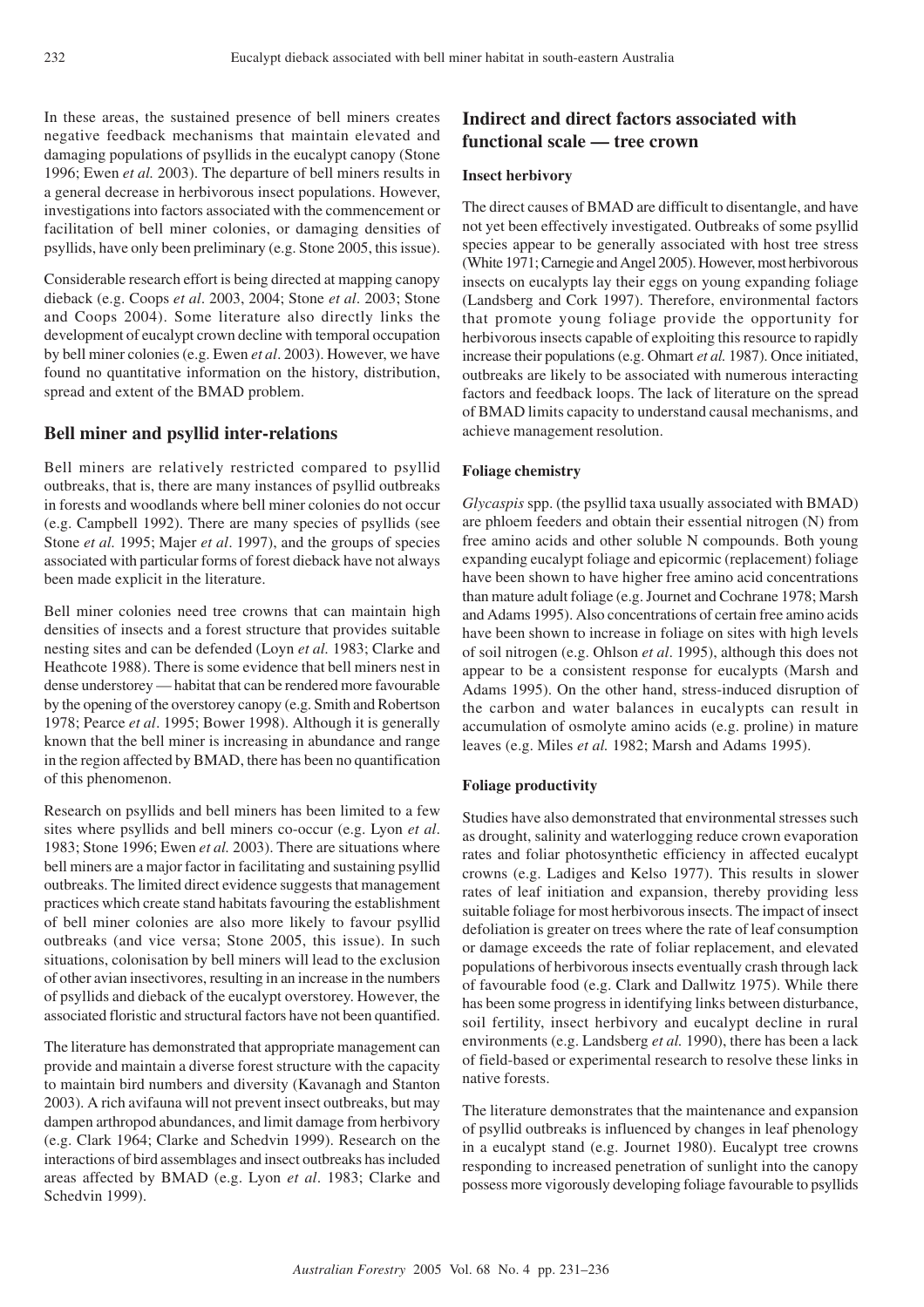In these areas, the sustained presence of bell miners creates negative feedback mechanisms that maintain elevated and damaging populations of psyllids in the eucalypt canopy (Stone 1996; Ewen *et al.* 2003). The departure of bell miners results in a general decrease in herbivorous insect populations. However, investigations into factors associated with the commencement or facilitation of bell miner colonies, or damaging densities of psyllids, have only been preliminary (e.g. Stone 2005, this issue).

Considerable research effort is being directed at mapping canopy dieback (e.g. Coops *et al*. 2003, 2004; Stone *et al*. 2003; Stone and Coops 2004). Some literature also directly links the development of eucalypt crown decline with temporal occupation by bell miner colonies (e.g. Ewen *et al*. 2003). However, we have found no quantitative information on the history, distribution, spread and extent of the BMAD problem.

## Bell miner and psyllid inter-relations

Bell miners are relatively restricted compared to psyllid outbreaks, that is, there are many instances of psyllid outbreaks in forests and woodlands where bell miner colonies do not occur (e.g. Campbell 1992). There are many species of psyllids (see Stone *et al.* 1995; Majer *et al*. 1997), and the groups of species associated with particular forms of forest dieback have not always been made explicit in the literature.

Bell miner colonies need tree crowns that can maintain high densities of insects and a forest structure that provides suitable nesting sites and can be defended (Loyn *et al.* 1983; Clarke and Heathcote 1988). There is some evidence that bell miners nest in dense understorey — habitat that can be rendered more favourable by the opening of the overstorey canopy (e.g. Smith and Robertson 1978; Pearce *et al*. 1995; Bower 1998). Although it is generally known that the bell miner is increasing in abundance and range in the region affected by BMAD, there has been no quantification of this phenomenon.

Research on psyllids and bell miners has been limited to a few sites where psyllids and bell miners co-occur (e.g. Lyon *et al*. 1983; Stone 1996; Ewen *et al.* 2003). There are situations where bell miners are a major factor in facilitating and sustaining psyllid outbreaks. The limited direct evidence suggests that management practices which create stand habitats favouring the establishment of bell miner colonies are also more likely to favour psyllid outbreaks (and vice versa; Stone 2005, this issue). In such situations, colonisation by bell miners will lead to the exclusion of other avian insectivores, resulting in an increase in the numbers of psyllids and dieback of the eucalypt overstorey. However, the associated floristic and structural factors have not been quantified.

The literature has demonstrated that appropriate management can provide and maintain a diverse forest structure with the capacity to maintain bird numbers and diversity (Kavanagh and Stanton 2003). A rich avifauna will not prevent insect outbreaks, but may dampen arthropod abundances, and limit damage from herbivory (e.g. Clark 1964; Clarke and Schedvin 1999). Research on the interactions of bird assemblages and insect outbreaks has included areas affected by BMAD (e.g. Lyon *et al*. 1983; Clarke and Schedvin 1999).

## Indirect and direct factors associated with functional scale — tree crown

### Insect herbivory

The direct causes of BMAD are difficult to disentangle, and have not yet been effectively investigated. Outbreaks of some psyllid species appear to be generally associated with host tree stress (White 1971; Carnegie and Angel 2005). However, most herbivorous insects on eucalypts lay their eggs on young expanding foliage (Landsberg and Cork 1997). Therefore, environmental factors that promote young foliage provide the opportunity for herbivorous insects capable of exploiting this resource to rapidly increase their populations (e.g. Ohmart *et al.* 1987). Once initiated, outbreaks are likely to be associated with numerous interacting factors and feedback loops. The lack of literature on the spread of BMAD limits capacity to understand causal mechanisms, and achieve management resolution.

### Foliage chemistry

*Glycaspis* spp. (the psyllid taxa usually associated with BMAD) are phloem feeders and obtain their essential nitrogen (N) from free amino acids and other soluble N compounds. Both young expanding eucalypt foliage and epicormic (replacement) foliage have been shown to have higher free amino acid concentrations than mature adult foliage (e.g. Journet and Cochrane 1978; Marsh and Adams 1995). Also concentrations of certain free amino acids have been shown to increase in foliage on sites with high levels of soil nitrogen (e.g. Ohlson *et al*. 1995), although this does not appear to be a consistent response for eucalypts (Marsh and Adams 1995). On the other hand, stress-induced disruption of the carbon and water balances in eucalypts can result in accumulation of osmolyte amino acids (e.g. proline) in mature leaves (e.g. Miles *et al.* 1982; Marsh and Adams 1995).

### Foliage productivity

Studies have also demonstrated that environmental stresses such as drought, salinity and waterlogging reduce crown evaporation rates and foliar photosynthetic efficiency in affected eucalypt crowns (e.g. Ladiges and Kelso 1977). This results in slower rates of leaf initiation and expansion, thereby providing less suitable foliage for most herbivorous insects. The impact of insect defoliation is greater on trees where the rate of leaf consumption or damage exceeds the rate of foliar replacement, and elevated populations of herbivorous insects eventually crash through lack of favourable food (e.g. Clark and Dallwitz 1975). While there has been some progress in identifying links between disturbance, soil fertility, insect herbivory and eucalypt decline in rural environments (e.g. Landsberg *et al.* 1990), there has been a lack of field-based or experimental research to resolve these links in native forests.

The literature demonstrates that the maintenance and expansion of psyllid outbreaks is influenced by changes in leaf phenology in a eucalypt stand (e.g. Journet 1980). Eucalypt tree crowns responding to increased penetration of sunlight into the canopy possess more vigorously developing foliage favourable to psyllids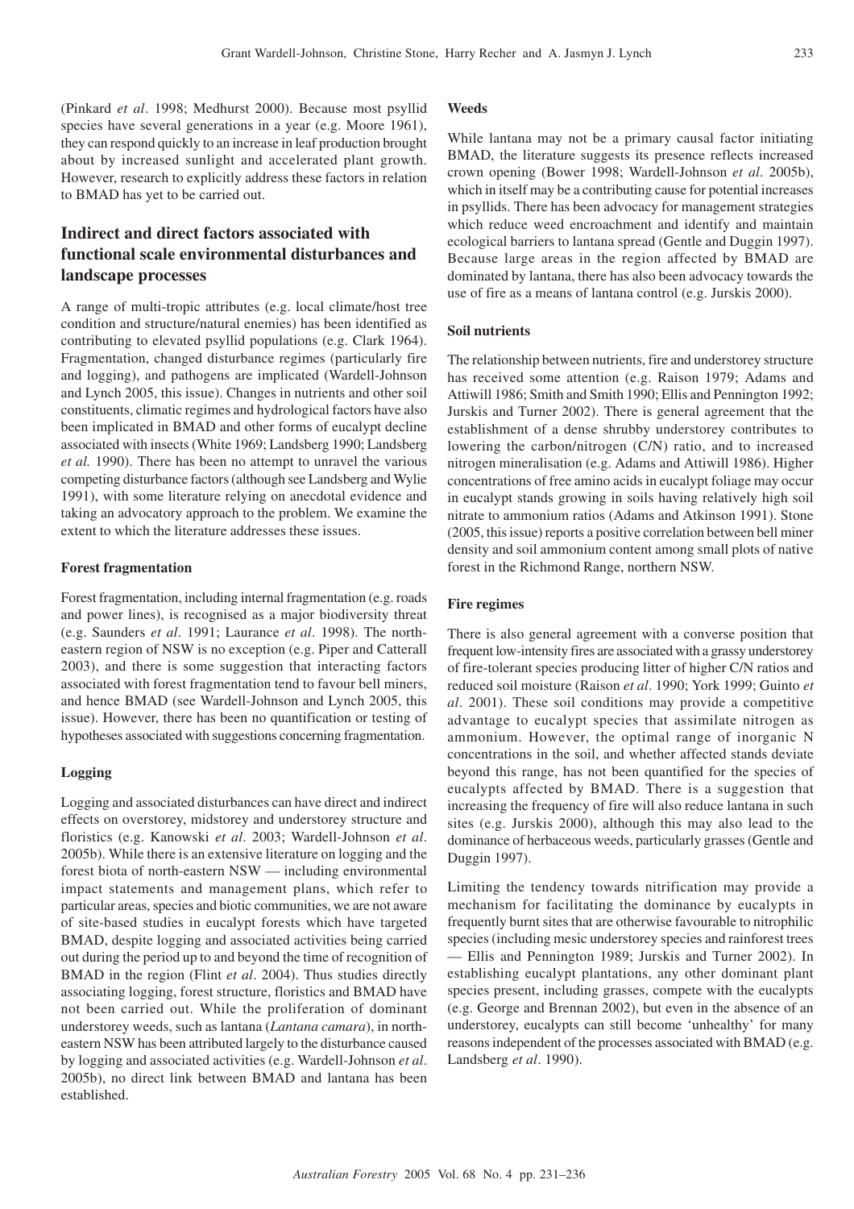(Pinkard *et al*. 1998; Medhurst 2000). Because most psyllid species have several generations in a year (e.g. Moore 1961), they can respond quickly to an increase in leaf production brought about by increased sunlight and accelerated plant growth. However, research to explicitly address these factors in relation to BMAD has yet to be carried out.

## Indirect and direct factors associated with functional scale environmental disturbances and landscape processes

A range of multi-tropic attributes (e.g. local climate/host tree condition and structure/natural enemies) has been identified as contributing to elevated psyllid populations (e.g. Clark 1964). Fragmentation, changed disturbance regimes (particularly fire and logging), and pathogens are implicated (Wardell-Johnson and Lynch 2005, this issue). Changes in nutrients and other soil constituents, climatic regimes and hydrological factors have also been implicated in BMAD and other forms of eucalypt decline associated with insects (White 1969; Landsberg 1990; Landsberg *et al.* 1990). There has been no attempt to unravel the various competing disturbance factors (although see Landsberg and Wylie 1991), with some literature relying on anecdotal evidence and taking an advocatory approach to the problem. We examine the extent to which the literature addresses these issues.

### Forest fragmentation

Forest fragmentation, including internal fragmentation (e.g. roads and power lines), is recognised as a major biodiversity threat (e.g. Saunders *et al*. 1991; Laurance *et al*. 1998). The north-eastern region of NSW is no exception (e.g. Piper and Catterall 2003), and there is some suggestion that interacting factors associated with forest fragmentation tend to favour bell miners, and hence BMAD (see Wardell-Johnson and Lynch 2005, this issue). However, there has been no quantification or testing of hypotheses associated with suggestions concerning fragmentation.

### Logging

Logging and associated disturbances can have direct and indirect effects on overstorey, midstorey and understorey structure and floristics (e.g. Kanowski *et al*. 2003; Wardell-Johnson *et al*. 2005b). While there is an extensive literature on logging and the forest biota of north-eastern NSW — including environmental impact statements and management plans, which refer to particular areas, species and biotic communities, we are not aware of site-based studies in eucalypt forests which have targeted BMAD, despite logging and associated activities being carried out during the period up to and beyond the time of recognition of BMAD in the region (Flint *et al*. 2004). Thus studies directly associating logging, forest structure, floristics and BMAD have not been carried out. While the proliferation of dominant understorey weeds, such as lantana (*Lantana camara*), in north-eastern NSW has been attributed largely to the disturbance caused by logging and associated activities (e.g. Wardell-Johnson *et al*. 2005b), no direct link between BMAD and lantana has been established.

### Weeds

While lantana may not be a primary causal factor initiating BMAD, the literature suggests its presence reflects increased crown opening (Bower 1998; Wardell-Johnson *et al*. 2005b), which in itself may be a contributing cause for potential increases in psyllids. There has been advocacy for management strategies which reduce weed encroachment and identify and maintain ecological barriers to lantana spread (Gentle and Duggin 1997). Because large areas in the region affected by BMAD are dominated by lantana, there has also been advocacy towards the use of fire as a means of lantana control (e.g. Jurskis 2000).

### Soil nutrients

The relationship between nutrients, fire and understorey structure has received some attention (e.g. Raison 1979; Adams and Attiwill 1986; Smith and Smith 1990; Ellis and Pennington 1992; Jurskis and Turner 2002). There is general agreement that the establishment of a dense shrubby understorey contributes to lowering the carbon/nitrogen (C/N) ratio, and to increased nitrogen mineralisation (e.g. Adams and Attiwill 1986). Higher concentrations of free amino acids in eucalypt foliage may occur in eucalypt stands growing in soils having relatively high soil nitrate to ammonium ratios (Adams and Atkinson 1991). Stone (2005, this issue) reports a positive correlation between bell miner density and soil ammonium content among small plots of native forest in the Richmond Range, northern NSW.

### Fire regimes

There is also general agreement with a converse position that frequent low-intensity fires are associated with a grassy understorey of fire-tolerant species producing litter of higher C/N ratios and reduced soil moisture (Raison *et al*. 1990; York 1999; Guinto *et al*. 2001). These soil conditions may provide a competitive advantage to eucalypt species that assimilate nitrogen as ammonium. However, the optimal range of inorganic N concentrations in the soil, and whether affected stands deviate beyond this range, has not been quantified for the species of eucalypts affected by BMAD. There is a suggestion that increasing the frequency of fire will also reduce lantana in such sites (e.g. Jurskis 2000), although this may also lead to the dominance of herbaceous weeds, particularly grasses (Gentle and Duggin 1997).

Limiting the tendency towards nitrification may provide a mechanism for facilitating the dominance by eucalypts in frequently burnt sites that are otherwise favourable to nitrophilic species (including mesic understorey species and rainforest trees — Ellis and Pennington 1989; Jurskis and Turner 2002). In establishing eucalypt plantations, any other dominant plant species present, including grasses, compete with the eucalypts (e.g. George and Brennan 2002), but even in the absence of an understorey, eucalypts can still become 'unhealthy' for many reasons independent of the processes associated with BMAD (e.g. Landsberg *et al*. 1990).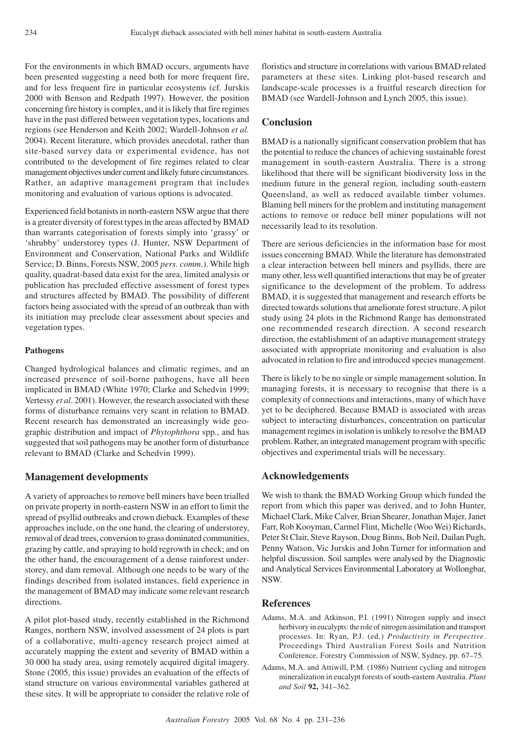For the environments in which BMAD occurs, arguments have been presented suggesting a need both for more frequent fire, and for less frequent fire in particular ecosystems (cf. Jurskis 2000 with Benson and Redpath 1997). However, the position concerning fire history is complex, and it is likely that fire regimes have in the past differed between vegetation types, locations and regions (see Henderson and Keith 2002; Wardell-Johnson *et al.* 2004). Recent literature, which provides anecdotal, rather than site-based survey data or experimental evidence, has not contributed to the development of fire regimes related to clear management objectives under current and likely future circumstances. Rather, an adaptive management program that includes monitoring and evaluation of various options is advocated.

Experienced field botanists in north-eastern NSW argue that there is a greater diversity of forest types in the areas affected by BMAD than warrants categorisation of forests simply into 'grassy' or 'shrubby' understorey types (J. Hunter, NSW Department of Environment and Conservation, National Parks and Wildlife Service; D. Binns, Forests NSW, 2005 *pers. comm.*). While high quality, quadrat-based data exist for the area, limited analysis or publication has precluded effective assessment of forest types and structures affected by BMAD. The possibility of different factors being associated with the spread of an outbreak than with its initiation may preclude clear assessment about species and vegetation types.

#### Pathogens

Changed hydrological balances and climatic regimes, and an increased presence of soil-borne pathogens, have all been implicated in BMAD (White 1970; Clarke and Schedvin 1999; Vertessy *et al.* 2001). However, the research associated with these forms of disturbance remains very scant in relation to BMAD. Recent research has demonstrated an increasingly wide geographic distribution and impact of *Phytophthora* spp., and has suggested that soil pathogens may be another form of disturbance relevant to BMAD (Clarke and Schedvin 1999).

## Management developments

A variety of approaches to remove bell miners have been trialled on private property in north-eastern NSW in an effort to limit the spread of psyllid outbreaks and crown dieback. Examples of these approaches include, on the one hand, the clearing of understorey, removal of dead trees, conversion to grass dominated communities, grazing by cattle, and spraying to hold regrowth in check; and on the other hand, the encouragement of a dense rainforest understorey, and dam removal. Although one needs to be wary of the findings described from isolated instances, field experience in the management of BMAD may indicate some relevant research directions.

A pilot plot-based study, recently established in the Richmond Ranges, northern NSW, involved assessment of 24 plots is part of a collaborative, multi-agency research project aimed at accurately mapping the extent and severity of BMAD within a 30 000 ha study area, using remotely acquired digital imagery. Stone (2005, this issue) provides an evaluation of the effects of stand structure on various environmental variables gathered at these sites. It will be appropriate to consider the relative role of floristics and structure in correlations with various BMAD related parameters at these sites. Linking plot-based research and landscape-scale processes is a fruitful research direction for BMAD (see Wardell-Johnson and Lynch 2005, this issue).

## Conclusion

BMAD is a nationally significant conservation problem that has the potential to reduce the chances of achieving sustainable forest management in south-eastern Australia. There is a strong likelihood that there will be significant biodiversity loss in the medium future in the general region, including south-eastern Queensland, as well as reduced available timber volumes. Blaming bell miners for the problem and instituting management actions to remove or reduce bell miner populations will not necessarily lead to its resolution.

There are serious deficiencies in the information base for most issues concerning BMAD. While the literature has demonstrated a clear interaction between bell miners and psyllids, there are many other, less well quantified interactions that may be of greater significance to the development of the problem. To address BMAD, it is suggested that management and research efforts be directed towards solutions that ameliorate forest structure. A pilot study using 24 plots in the Richmond Range has demonstrated one recommended research direction. A second research direction, the establishment of an adaptive management strategy associated with appropriate monitoring and evaluation is also advocated in relation to fire and introduced species management.

There is likely to be no single or simple management solution. In managing forests, it is necessary to recognise that there is a complexity of connections and interactions, many of which have yet to be deciphered. Because BMAD is associated with areas subject to interacting disturbances, concentration on particular management regimes in isolation is unlikely to resolve the BMAD problem. Rather, an integrated management program with specific objectives and experimental trials will be necessary.

## Acknowledgements

We wish to thank the BMAD Working Group which funded the report from which this paper was derived, and to John Hunter, Michael Clark, Mike Calver, Brian Shearer, Jonathan Majer, Janet Farr, Rob Kooyman, Carmel Flint, Michelle (Woo Wei) Richards, Peter St Clair, Steve Rayson, Doug Binns, Bob Neil, Dailan Pugh, Penny Watson, Vic Jurskis and John Turner for information and helpful discussion. Soil samples were analysed by the Diagnostic and Analytical Services Environmental Laboratory at Wollongbar, NSW.

## References

Adams, M.A. and Atkinson, P.I. (1991) Nitrogen supply and insect herbivory in eucalypts: the role of nitrogen assimilation and transport processes. In: Ryan, P.J. (ed.) *Productivity in Perspective*. Proceedings Third Australian Forest Soils and Nutrition Conference. Forestry Commission of NSW, Sydney, pp. 67–75.

Adams, M.A. and Attiwill, P.M. (1986) Nutrient cycling and nitrogen mineralization in eucalypt forests of south-eastern Australia. *Plant and Soil* **92,** 341–362.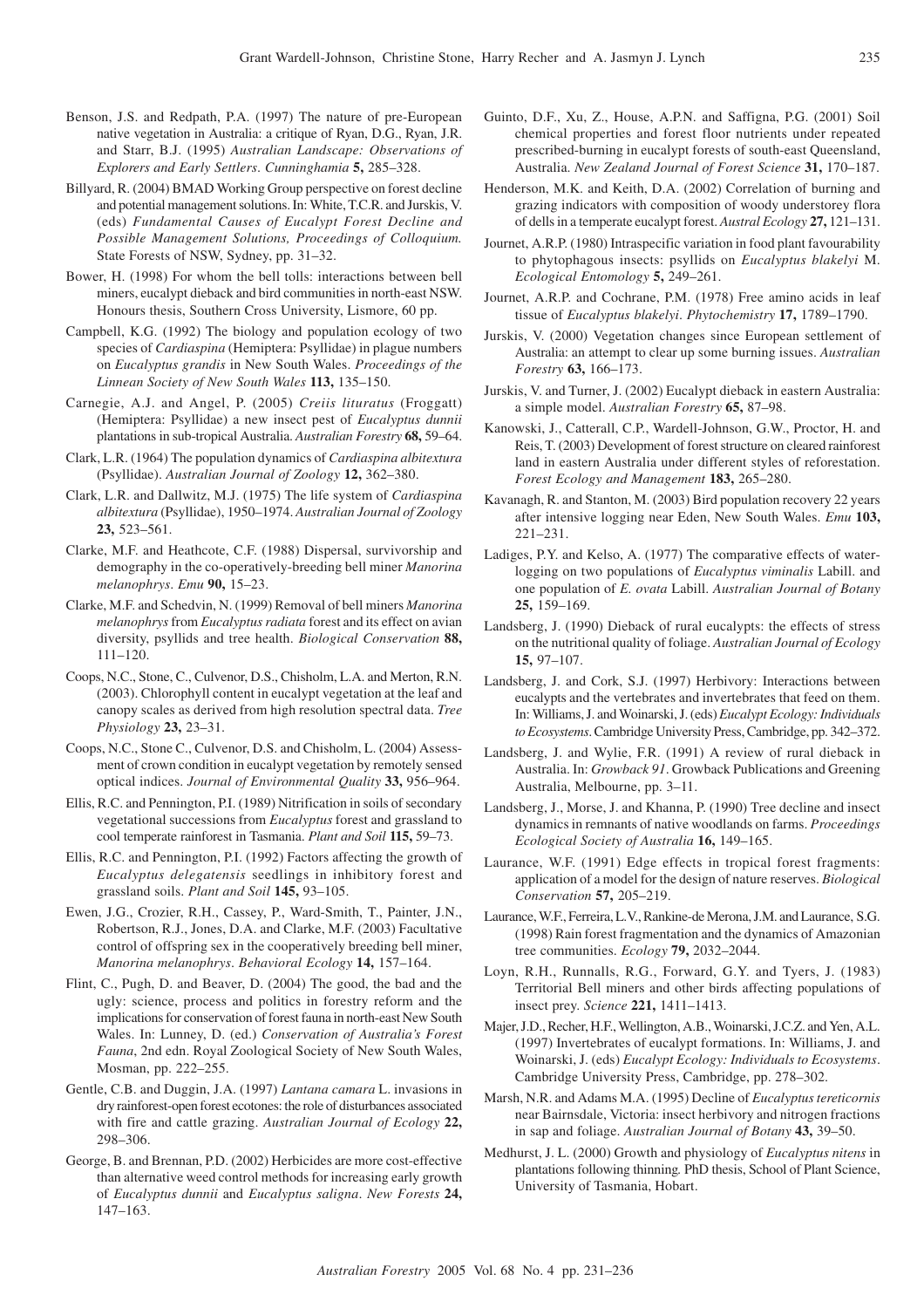Benson, J.S. and Redpath, P.A. (1997) The nature of pre-European native vegetation in Australia: a critique of Ryan, D.G., Ryan, J.R. and Starr, B.J. (1995) *Australian Landscape: Observations of Explorers and Early Settlers*. *Cunninghamia* **5,** 285–328.

Billyard, R. (2004) BMAD Working Group perspective on forest decline and potential management solutions. In: White, T.C.R. and Jurskis, V. (eds) *Fundamental Causes of Eucalypt Forest Decline and Possible Management Solutions, Proceedings of Colloquium.* State Forests of NSW, Sydney, pp. 31–32.

Bower, H. (1998) For whom the bell tolls: interactions between bell miners, eucalypt dieback and bird communities in north-east NSW. Honours thesis, Southern Cross University, Lismore, 60 pp.

Campbell, K.G. (1992) The biology and population ecology of two species of *Cardiaspina* (Hemiptera: Psyllidae) in plague numbers on *Eucalyptus grandis* in New South Wales. *Proceedings of the Linnean Society of New South Wales* **113,** 135–150.

Carnegie, A.J. and Angel, P. (2005) *Creiis lituratus* (Froggatt) (Hemiptera: Psyllidae) a new insect pest of *Eucalyptus dunnii* plantations in sub-tropical Australia. *Australian Forestry* **68,** 59–64.

Clark, L.R. (1964) The population dynamics of *Cardiaspina albitextura* (Psyllidae). *Australian Journal of Zoology* **12,** 362–380.

Clark, L.R. and Dallwitz, M.J. (1975) The life system of *Cardiaspina albitextura* (Psyllidae), 1950–1974. *Australian Journal of Zoology* **23,** 523–561.

Clarke, M.F. and Heathcote, C.F. (1988) Dispersal, survivorship and demography in the co-operatively-breeding bell miner *Manorina melanophrys*. *Emu* **90,** 15–23.

Clarke, M.F. and Schedvin, N. (1999) Removal of bell miners *Manorina melanophrys* from *Eucalyptus radiata* forest and its effect on avian diversity, psyllids and tree health. *Biological Conservation* **88,** 111–120.

Coops, N.C., Stone, C., Culvenor, D.S., Chisholm, L.A. and Merton, R.N. (2003). Chlorophyll content in eucalypt vegetation at the leaf and canopy scales as derived from high resolution spectral data. *Tree Physiology* **23,** 23–31.

Coops, N.C., Stone C., Culvenor, D.S. and Chisholm, L. (2004) Assessment of crown condition in eucalypt vegetation by remotely sensed optical indices. *Journal of Environmental Quality* **33,** 956–964.

Ellis, R.C. and Pennington, P.I. (1989) Nitrification in soils of secondary vegetational successions from *Eucalyptus* forest and grassland to cool temperate rainforest in Tasmania. *Plant and Soil* **115,** 59–73.

Ellis, R.C. and Pennington, P.I. (1992) Factors affecting the growth of *Eucalyptus delegatensis* seedlings in inhibitory forest and grassland soils. *Plant and Soil* **145,** 93–105.

Ewen, J.G., Crozier, R.H., Cassey, P., Ward-Smith, T., Painter, J.N., Robertson, R.J., Jones, D.A. and Clarke, M.F. (2003) Facultative control of offspring sex in the cooperatively breeding bell miner, *Manorina melanophrys*. *Behavioral Ecology* **14,** 157–164.

Flint, C., Pugh, D. and Beaver, D. (2004) The good, the bad and the ugly: science, process and politics in forestry reform and the implications for conservation of forest fauna in north-east New South Wales. In: Lunney, D. (ed.) *Conservation of Australia's Forest Fauna*, 2nd edn. Royal Zoological Society of New South Wales, Mosman, pp. 222–255.

Gentle, C.B. and Duggin, J.A. (1997) *Lantana camara* L. invasions in dry rainforest-open forest ecotones: the role of disturbances associated with fire and cattle grazing. *Australian Journal of Ecology* **22,** 298–306.

George, B. and Brennan, P.D. (2002) Herbicides are more cost-effective than alternative weed control methods for increasing early growth of *Eucalyptus dunnii* and *Eucalyptus saligna*. *New Forests* **24,** 147–163.

Guinto, D.F., Xu, Z., House, A.P.N. and Saffigna, P.G. (2001) Soil chemical properties and forest floor nutrients under repeated prescribed-burning in eucalypt forests of south-east Queensland, Australia. *New Zealand Journal of Forest Science* **31,** 170–187.

Henderson, M.K. and Keith, D.A. (2002) Correlation of burning and grazing indicators with composition of woody understorey flora of dells in a temperate eucalypt forest. *Austral Ecology* **27,** 121–131.

Journet, A.R.P. (1980) Intraspecific variation in food plant favourability to phytophagous insects: psyllids on *Eucalyptus blakelyi* M. *Ecological Entomology* **5,** 249–261.

Journet, A.R.P. and Cochrane, P.M. (1978) Free amino acids in leaf tissue of *Eucalyptus blakelyi*. *Phytochemistry* **17,** 1789–1790.

Jurskis, V. (2000) Vegetation changes since European settlement of Australia: an attempt to clear up some burning issues. *Australian Forestry* **63,** 166–173.

Jurskis, V. and Turner, J. (2002) Eucalypt dieback in eastern Australia: a simple model. *Australian Forestry* **65,** 87–98.

Kanowski, J., Catterall, C.P., Wardell-Johnson, G.W., Proctor, H. and Reis, T. (2003) Development of forest structure on cleared rainforest land in eastern Australia under different styles of reforestation. *Forest Ecology and Management* **183,** 265–280.

Kavanagh, R. and Stanton, M. (2003) Bird population recovery 22 years after intensive logging near Eden, New South Wales. *Emu* **103,** 221–231.

Ladiges, P.Y. and Kelso, A. (1977) The comparative effects of waterlogging on two populations of *Eucalyptus viminalis* Labill. and one population of *E. ovata* Labill. *Australian Journal of Botany* **25,** 159–169.

Landsberg, J. (1990) Dieback of rural eucalypts: the effects of stress on the nutritional quality of foliage. *Australian Journal of Ecology* **15,** 97–107.

Landsberg, J. and Cork, S.J. (1997) Herbivory: Interactions between eucalypts and the vertebrates and invertebrates that feed on them. In: Williams, J. and Woinarski, J. (eds) *Eucalypt Ecology: Individuals to Ecosystems*. Cambridge University Press, Cambridge, pp. 342–372.

Landsberg, J. and Wylie, F.R. (1991) A review of rural dieback in Australia. In: *Growback 91*. Growback Publications and Greening Australia, Melbourne, pp. 3–11.

Landsberg, J., Morse, J. and Khanna, P. (1990) Tree decline and insect dynamics in remnants of native woodlands on farms. *Proceedings Ecological Society of Australia* **16,** 149–165.

Laurance, W.F. (1991) Edge effects in tropical forest fragments: application of a model for the design of nature reserves. *Biological Conservation* **57,** 205–219.

Laurance, W.F., Ferreira, L.V., Rankine-de Merona, J.M. and Laurance, S.G. (1998) Rain forest fragmentation and the dynamics of Amazonian tree communities. *Ecology* **79,** 2032–2044.

Loyn, R.H., Runnalls, R.G., Forward, G.Y. and Tyers, J. (1983) Territorial Bell miners and other birds affecting populations of insect prey. *Science* **221,** 1411–1413.

Majer, J.D., Recher, H.F., Wellington, A.B., Woinarski, J.C.Z. and Yen, A.L. (1997) Invertebrates of eucalypt formations. In: Williams, J. and Woinarski, J. (eds) *Eucalypt Ecology: Individuals to Ecosystems*. Cambridge University Press, Cambridge, pp. 278–302.

Marsh, N.R. and Adams M.A. (1995) Decline of *Eucalyptus tereticornis* near Bairnsdale, Victoria: insect herbivory and nitrogen fractions in sap and foliage. *Australian Journal of Botany* **43,** 39–50.

Medhurst, J. L. (2000) Growth and physiology of *Eucalyptus nitens* in plantations following thinning*.* PhD thesis, School of Plant Science, University of Tasmania, Hobart.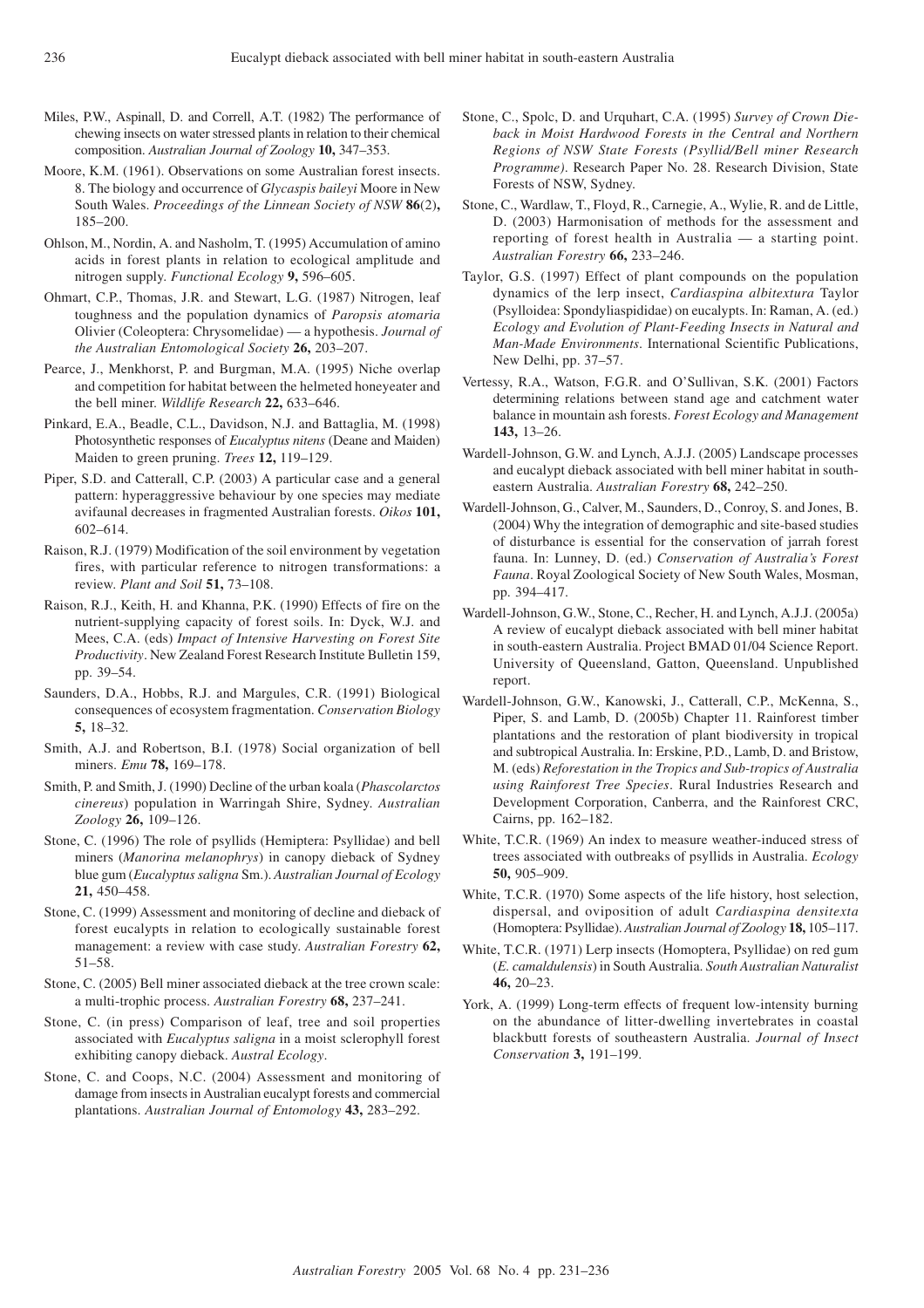Miles, P.W., Aspinall, D. and Correll, A.T. (1982) The performance of chewing insects on water stressed plants in relation to their chemical composition. *Australian Journal of Zoology* **10,** 347–353.

Moore, K.M. (1961). Observations on some Australian forest insects. 8. The biology and occurrence of *Glycaspis baileyi* Moore in New South Wales. *Proceedings of the Linnean Society of NSW* **86**(2)**,** 185–200.

Ohlson, M., Nordin, A. and Nasholm, T. (1995) Accumulation of amino acids in forest plants in relation to ecological amplitude and nitrogen supply. *Functional Ecology* **9,** 596–605.

Ohmart, C.P., Thomas, J.R. and Stewart, L.G. (1987) Nitrogen, leaf toughness and the population dynamics of *Paropsis atomaria* Olivier (Coleoptera: Chrysomelidae) — a hypothesis. *Journal of the Australian Entomological Society* **26,** 203–207.

Pearce, J., Menkhorst, P. and Burgman, M.A. (1995) Niche overlap and competition for habitat between the helmeted honeyeater and the bell miner. *Wildlife Research* **22,** 633–646.

Pinkard, E.A., Beadle, C.L., Davidson, N.J. and Battaglia, M. (1998) Photosynthetic responses of *Eucalyptus nitens* (Deane and Maiden) Maiden to green pruning. *Trees* **12,** 119–129.

Piper, S.D. and Catterall, C.P. (2003) A particular case and a general pattern: hyperaggressive behaviour by one species may mediate avifaunal decreases in fragmented Australian forests. *Oikos* **101,** 602–614.

Raison, R.J. (1979) Modification of the soil environment by vegetation fires, with particular reference to nitrogen transformations: a review. *Plant and Soil* **51,** 73–108.

Raison, R.J., Keith, H. and Khanna, P.K. (1990) Effects of fire on the nutrient-supplying capacity of forest soils. In: Dyck, W.J. and Mees, C.A. (eds) *Impact of Intensive Harvesting on Forest Site Productivity*. New Zealand Forest Research Institute Bulletin 159, pp. 39–54.

Saunders, D.A., Hobbs, R.J. and Margules, C.R. (1991) Biological consequences of ecosystem fragmentation. *Conservation Biology* **5,** 18–32.

Smith, A.J. and Robertson, B.I. (1978) Social organization of bell miners. *Emu* **78,** 169–178.

Smith, P. and Smith, J. (1990) Decline of the urban koala (*Phascolarctos cinereus*) population in Warringah Shire, Sydney. *Australian Zoology* **26,** 109–126.

Stone, C. (1996) The role of psyllids (Hemiptera: Psyllidae) and bell miners (*Manorina melanophrys*) in canopy dieback of Sydney blue gum (*Eucalyptus saligna* Sm.). *Australian Journal of Ecology* **21,** 450–458.

Stone, C. (1999) Assessment and monitoring of decline and dieback of forest eucalypts in relation to ecologically sustainable forest management: a review with case study. *Australian Forestry* **62,** 51–58.

Stone, C. (2005) Bell miner associated dieback at the tree crown scale: a multi-trophic process. *Australian Forestry* **68,** 237–241.

Stone, C. (in press) Comparison of leaf, tree and soil properties associated with *Eucalyptus saligna* in a moist sclerophyll forest exhibiting canopy dieback. *Austral Ecology*.

Stone, C. and Coops, N.C. (2004) Assessment and monitoring of damage from insects in Australian eucalypt forests and commercial plantations. *Australian Journal of Entomology* **43,** 283–292.

Stone, C., Spolc, D. and Urquhart, C.A. (1995) *Survey of Crown Dieback in Moist Hardwood Forests in the Central and Northern Regions of NSW State Forests (Psyllid/Bell miner Research Programme)*. Research Paper No. 28. Research Division, State Forests of NSW, Sydney.

Stone, C., Wardlaw, T., Floyd, R., Carnegie, A., Wylie, R. and de Little, D. (2003) Harmonisation of methods for the assessment and reporting of forest health in Australia — a starting point. *Australian Forestry* **66,** 233–246.

Taylor, G.S. (1997) Effect of plant compounds on the population dynamics of the lerp insect, *Cardiaspina albitextura* Taylor (Psylloidea: Spondyliaspididae) on eucalypts. In: Raman, A. (ed.) *Ecology and Evolution of Plant-Feeding Insects in Natural and Man-Made Environments*. International Scientific Publications, New Delhi, pp. 37–57.

Vertessy, R.A., Watson, F.G.R. and O'Sullivan, S.K. (2001) Factors determining relations between stand age and catchment water balance in mountain ash forests. *Forest Ecology and Management* **143,** 13–26.

Wardell-Johnson, G.W. and Lynch, A.J.J. (2005) Landscape processes and eucalypt dieback associated with bell miner habitat in south-eastern Australia. *Australian Forestry* **68,** 242–250.

Wardell-Johnson, G., Calver, M., Saunders, D., Conroy, S. and Jones, B. (2004) Why the integration of demographic and site-based studies of disturbance is essential for the conservation of jarrah forest fauna. In: Lunney, D. (ed.) *Conservation of Australia's Forest Fauna*. Royal Zoological Society of New South Wales, Mosman, pp. 394–417.

Wardell-Johnson, G.W., Stone, C., Recher, H. and Lynch, A.J.J. (2005a) A review of eucalypt dieback associated with bell miner habitat in south-eastern Australia. Project BMAD 01/04 Science Report. University of Queensland, Gatton, Queensland. Unpublished report.

Wardell-Johnson, G.W., Kanowski, J., Catterall, C.P., McKenna, S., Piper, S. and Lamb, D. (2005b) Chapter 11. Rainforest timber plantations and the restoration of plant biodiversity in tropical and subtropical Australia. In: Erskine, P.D., Lamb, D. and Bristow, M. (eds) *Reforestation in the Tropics and Sub-tropics of Australia using Rainforest Tree Species*. Rural Industries Research and Development Corporation, Canberra, and the Rainforest CRC, Cairns, pp. 162–182.

White, T.C.R. (1969) An index to measure weather-induced stress of trees associated with outbreaks of psyllids in Australia. *Ecology* **50,** 905–909.

White, T.C.R. (1970) Some aspects of the life history, host selection, dispersal, and oviposition of adult *Cardiaspina densitexta* (Homoptera: Psyllidae). *Australian Journal of Zoology* **18,** 105–117.

White, T.C.R. (1971) Lerp insects (Homoptera, Psyllidae) on red gum (*E. camaldulensis*) in South Australia. *South Australian Naturalist* **46,** 20–23.

York, A. (1999) Long-term effects of frequent low-intensity burning on the abundance of litter-dwelling invertebrates in coastal blackbutt forests of southeastern Australia. *Journal of Insect Conservation* **3,** 191–199.